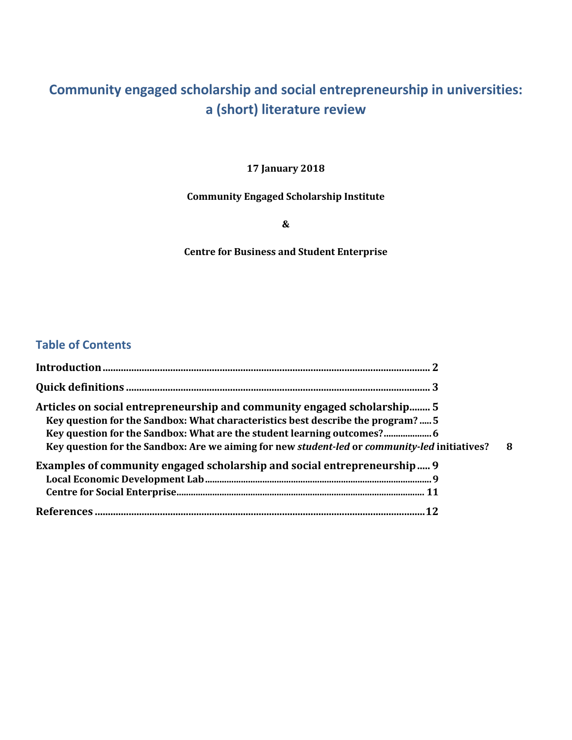# Community engaged scholarship and social entrepreneurship in universities: a (short) literature review

**17 January 2018**

**Community Engaged Scholarship Institute**

**&**

**Centre for Business and Student Enterprise**

## Table of Contents

**Introduction** ........ 2

**Quick definitions** ........ 3

**Articles on social entrepreneurship and community engaged scholarship** ........ 5

- **Key question for the Sandbox: What characteristics best describe the program?** ........ 5
- **Key question for the Sandbox: What are the student learning outcomes?** ........ 6
- **Key question for the Sandbox: Are we aiming for new *student-led* or *community-led* initiatives?** ........ 8

**Examples of community engaged scholarship and social entrepreneurship** ........ 9

- **Local Economic Development Lab** ........ 9
- **Centre for Social Enterprise** ........ 11

**References** ........ 12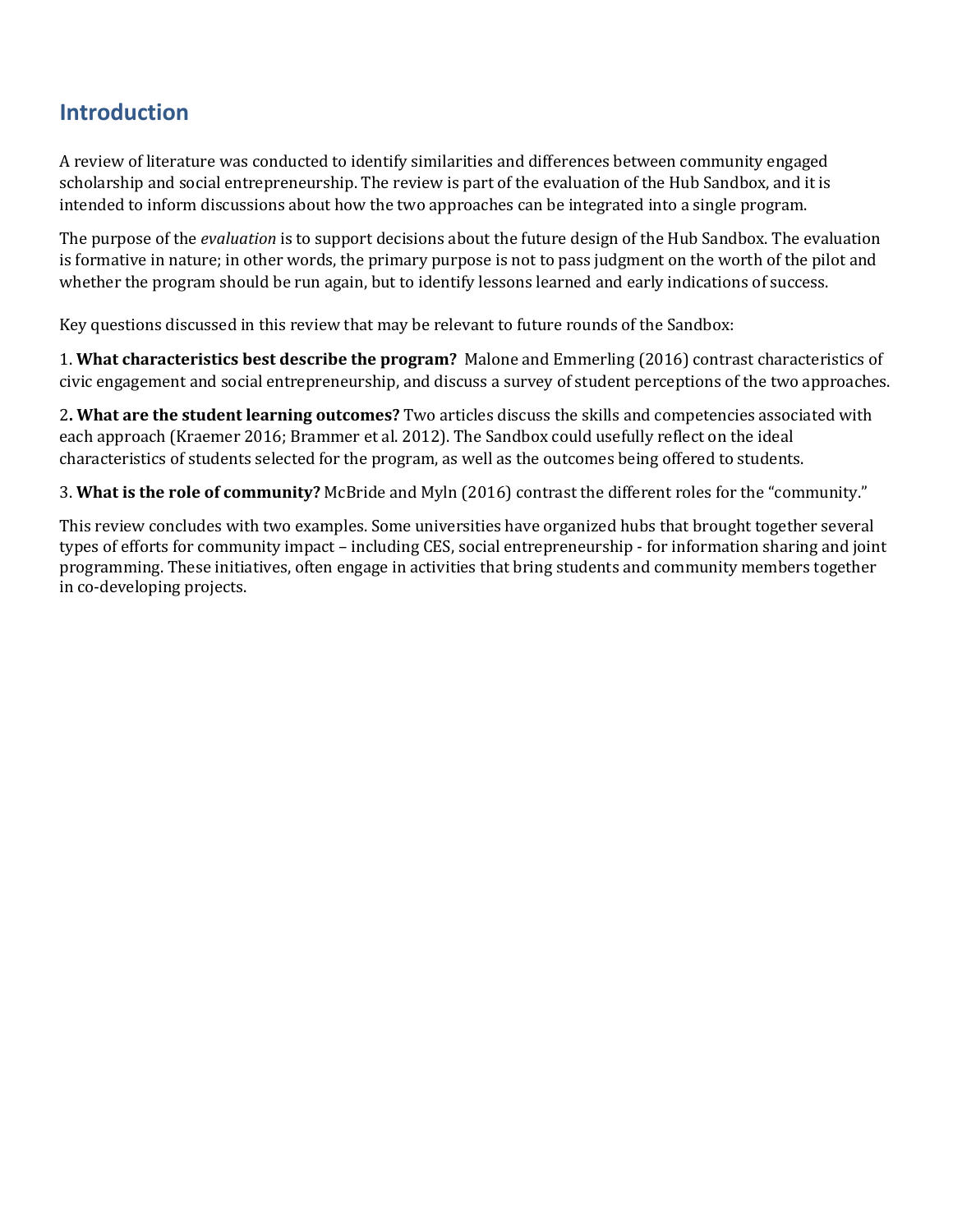## Introduction

A review of literature was conducted to identify similarities and differences between community engaged scholarship and social entrepreneurship. The review is part of the evaluation of the Hub Sandbox, and it is intended to inform discussions about how the two approaches can be integrated into a single program.

The purpose of the *evaluation* is to support decisions about the future design of the Hub Sandbox. The evaluation is formative in nature; in other words, the primary purpose is not to pass judgment on the worth of the pilot and whether the program should be run again, but to identify lessons learned and early indications of success.

Key questions discussed in this review that may be relevant to future rounds of the Sandbox:

1. **What characteristics best describe the program?** Malone and Emmerling (2016) contrast characteristics of civic engagement and social entrepreneurship, and discuss a survey of student perceptions of the two approaches.

2**. What are the student learning outcomes?** Two articles discuss the skills and competencies associated with each approach (Kraemer 2016; Brammer et al. 2012). The Sandbox could usefully reflect on the ideal characteristics of students selected for the program, as well as the outcomes being offered to students.

3. **What is the role of community?** McBride and Myln (2016) contrast the different roles for the "community."

This review concludes with two examples. Some universities have organized hubs that brought together several types of efforts for community impact – including CES, social entrepreneurship - for information sharing and joint programming. These initiatives, often engage in activities that bring students and community members together in co-developing projects.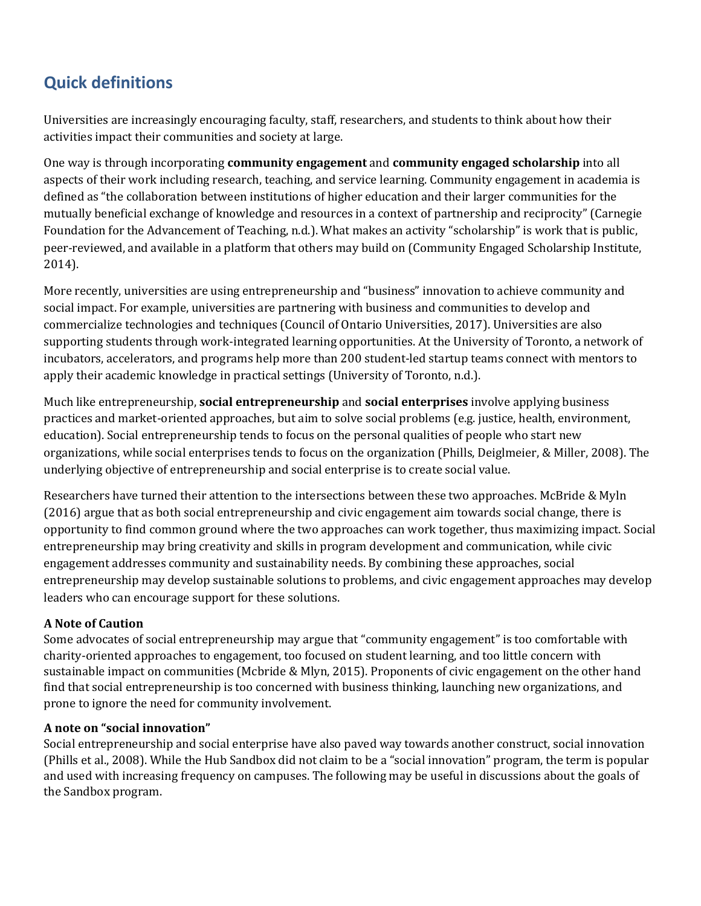## Quick definitions

Universities are increasingly encouraging faculty, staff, researchers, and students to think about how their activities impact their communities and society at large.

One way is through incorporating **community engagement** and **community engaged scholarship** into all aspects of their work including research, teaching, and service learning. Community engagement in academia is defined as "the collaboration between institutions of higher education and their larger communities for the mutually beneficial exchange of knowledge and resources in a context of partnership and reciprocity" (Carnegie Foundation for the Advancement of Teaching, n.d.). What makes an activity "scholarship" is work that is public, peer-reviewed, and available in a platform that others may build on (Community Engaged Scholarship Institute, 2014).

More recently, universities are using entrepreneurship and "business" innovation to achieve community and social impact. For example, universities are partnering with business and communities to develop and commercialize technologies and techniques (Council of Ontario Universities, 2017). Universities are also supporting students through work-integrated learning opportunities. At the University of Toronto, a network of incubators, accelerators, and programs help more than 200 student-led startup teams connect with mentors to apply their academic knowledge in practical settings (University of Toronto, n.d.).

Much like entrepreneurship, **social entrepreneurship** and **social enterprises** involve applying business practices and market-oriented approaches, but aim to solve social problems (e.g. justice, health, environment, education). Social entrepreneurship tends to focus on the personal qualities of people who start new organizations, while social enterprises tends to focus on the organization (Phills, Deiglmeier, & Miller, 2008). The underlying objective of entrepreneurship and social enterprise is to create social value.

Researchers have turned their attention to the intersections between these two approaches. McBride & Myln (2016) argue that as both social entrepreneurship and civic engagement aim towards social change, there is opportunity to find common ground where the two approaches can work together, thus maximizing impact. Social entrepreneurship may bring creativity and skills in program development and communication, while civic engagement addresses community and sustainability needs. By combining these approaches, social entrepreneurship may develop sustainable solutions to problems, and civic engagement approaches may develop leaders who can encourage support for these solutions.

**A Note of Caution**

Some advocates of social entrepreneurship may argue that "community engagement" is too comfortable with charity-oriented approaches to engagement, too focused on student learning, and too little concern with sustainable impact on communities (Mcbride & Mlyn, 2015). Proponents of civic engagement on the other hand find that social entrepreneurship is too concerned with business thinking, launching new organizations, and prone to ignore the need for community involvement.

**A note on "social innovation"**

Social entrepreneurship and social enterprise have also paved way towards another construct, social innovation (Phills et al., 2008). While the Hub Sandbox did not claim to be a "social innovation" program, the term is popular and used with increasing frequency on campuses. The following may be useful in discussions about the goals of the Sandbox program.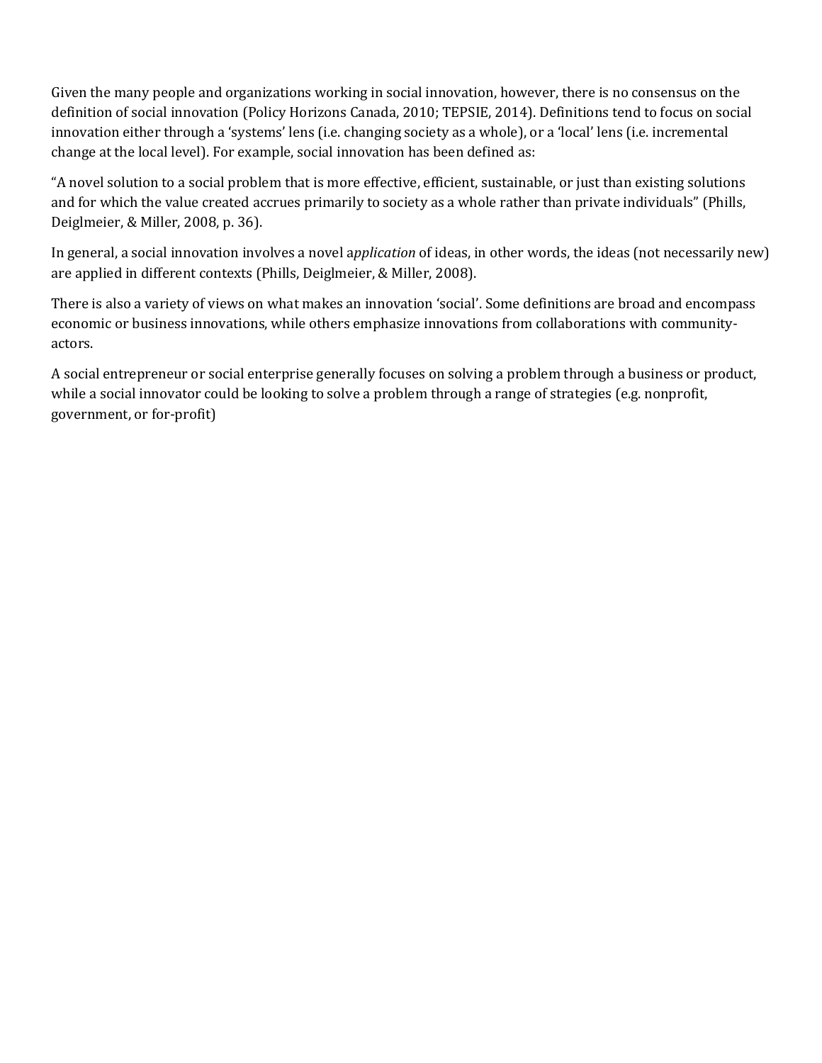Given the many people and organizations working in social innovation, however, there is no consensus on the definition of social innovation (Policy Horizons Canada, 2010; TEPSIE, 2014). Definitions tend to focus on social innovation either through a 'systems' lens (i.e. changing society as a whole), or a 'local' lens (i.e. incremental change at the local level). For example, social innovation has been defined as:

"A novel solution to a social problem that is more effective, efficient, sustainable, or just than existing solutions and for which the value created accrues primarily to society as a whole rather than private individuals" (Phills, Deiglmeier, & Miller, 2008, p. 36).

In general, a social innovation involves a novel a*pplication* of ideas, in other words, the ideas (not necessarily new) are applied in different contexts (Phills, Deiglmeier, & Miller, 2008).

There is also a variety of views on what makes an innovation 'social'. Some definitions are broad and encompass economic or business innovations, while others emphasize innovations from collaborations with community-actors.

A social entrepreneur or social enterprise generally focuses on solving a problem through a business or product, while a social innovator could be looking to solve a problem through a range of strategies (e.g. nonprofit, government, or for-profit)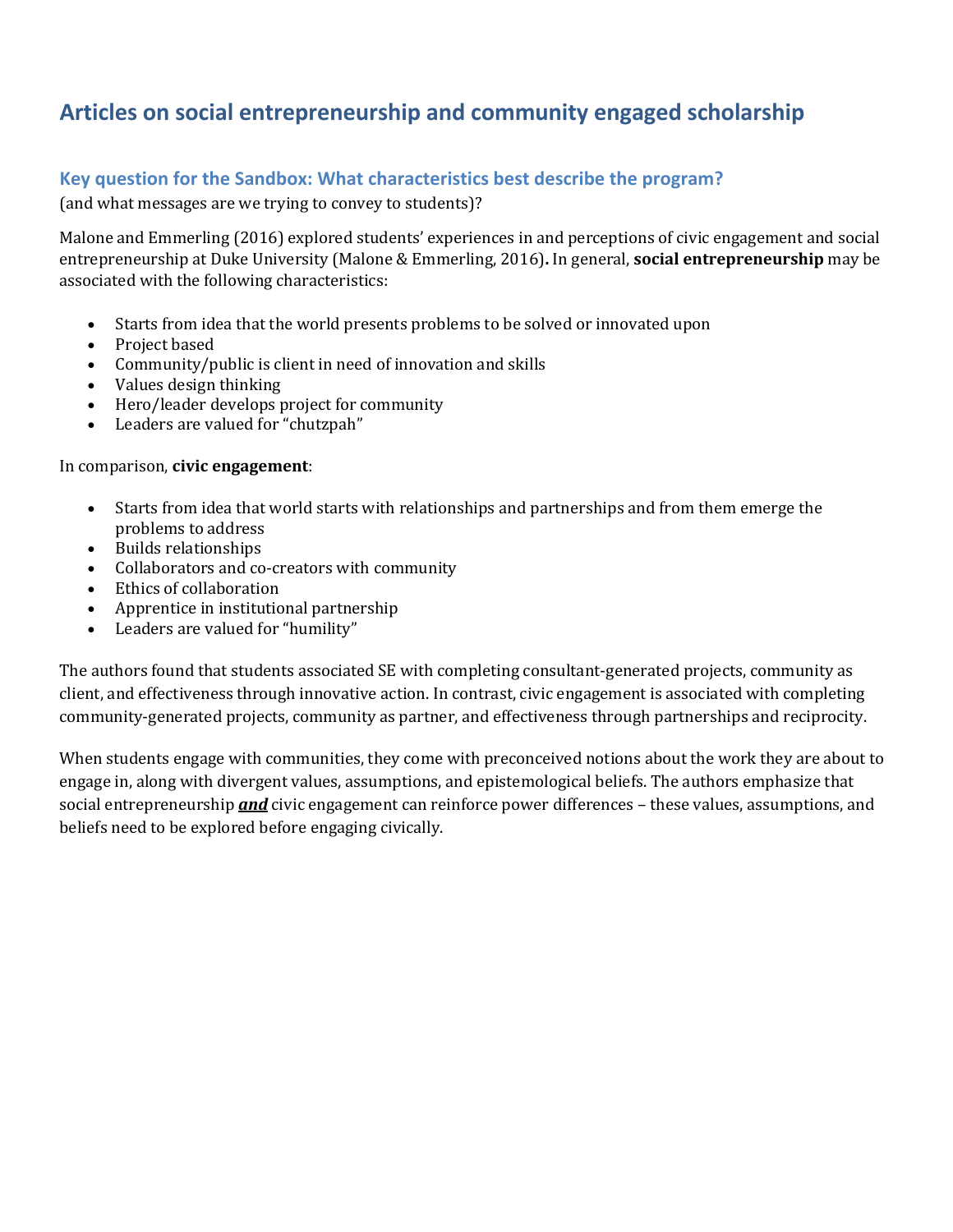## Articles on social entrepreneurship and community engaged scholarship

### Key question for the Sandbox: What characteristics best describe the program?

(and what messages are we trying to convey to students)?

Malone and Emmerling (2016) explored students' experiences in and perceptions of civic engagement and social entrepreneurship at Duke University (Malone & Emmerling, 2016)**.** In general, **social entrepreneurship** may be associated with the following characteristics:

- Starts from idea that the world presents problems to be solved or innovated upon
- Project based
- Community/public is client in need of innovation and skills
- Values design thinking
- Hero/leader develops project for community
- Leaders are valued for "chutzpah"

In comparison, **civic engagement**:

- Starts from idea that world starts with relationships and partnerships and from them emerge the problems to address
- Builds relationships
- Collaborators and co-creators with community
- Ethics of collaboration
- Apprentice in institutional partnership
- Leaders are valued for "humility"

The authors found that students associated SE with completing consultant-generated projects, community as client, and effectiveness through innovative action. In contrast, civic engagement is associated with completing community-generated projects, community as partner, and effectiveness through partnerships and reciprocity.

When students engage with communities, they come with preconceived notions about the work they are about to engage in, along with divergent values, assumptions, and epistemological beliefs. The authors emphasize that social entrepreneurship ***and*** civic engagement can reinforce power differences – these values, assumptions, and beliefs need to be explored before engaging civically.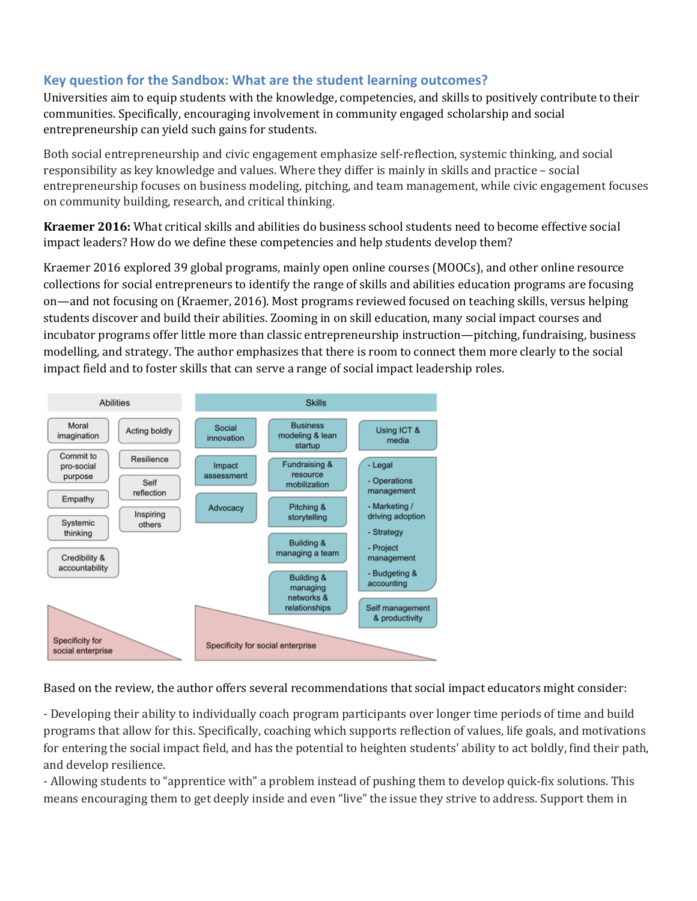### Key question for the Sandbox: What are the student learning outcomes?

Universities aim to equip students with the knowledge, competencies, and skills to positively contribute to their communities. Specifically, encouraging involvement in community engaged scholarship and social entrepreneurship can yield such gains for students.

Both social entrepreneurship and civic engagement emphasize self-reflection, systemic thinking, and social responsibility as key knowledge and values. Where they differ is mainly in skills and practice – social entrepreneurship focuses on business modeling, pitching, and team management, while civic engagement focuses on community building, research, and critical thinking.

**Kraemer 2016:** What critical skills and abilities do business school students need to become effective social impact leaders? How do we define these competencies and help students develop them?

Kraemer 2016 explored 39 global programs, mainly open online courses (MOOCs), and other online resource collections for social entrepreneurs to identify the range of skills and abilities education programs are focusing on—and not focusing on (Kraemer, 2016). Most programs reviewed focused on teaching skills, versus helping students discover and build their abilities. Zooming in on skill education, many social impact courses and incubator programs offer little more than classic entrepreneurship instruction—pitching, fundraising, business modelling, and strategy. The author emphasizes that there is room to connect them more clearly to the social impact field and to foster skills that can serve a range of social impact leadership roles.

**Abilities**
- Moral imagination
- Acting boldly
- Commit to pro-social purpose
- Resilience
- Self reflection
- Empathy
- Systemic thinking
- Inspiring others
- Credibility & accountability

(Specificity for social enterprise)

**Skills**
- Social innovation
- Impact assessment
- Advocacy
- Business modeling & lean startup
- Fundraising & resource mobilization
- Pitching & storytelling
- Building & managing a team
- Building & managing networks & relationships
- Using ICT & media
- - Legal
  - Operations management
  - Marketing / driving adoption
  - Strategy
  - Project management
  - Budgeting & accounting
- Self management & productivity

(Specificity for social enterprise)

Based on the review, the author offers several recommendations that social impact educators might consider:

- Developing their ability to individually coach program participants over longer time periods of time and build programs that allow for this. Specifically, coaching which supports reflection of values, life goals, and motivations for entering the social impact field, and has the potential to heighten students' ability to act boldly, find their path, and develop resilience.
- Allowing students to "apprentice with" a problem instead of pushing them to develop quick-fix solutions. This means encouraging them to get deeply inside and even "live" the issue they strive to address. Support them in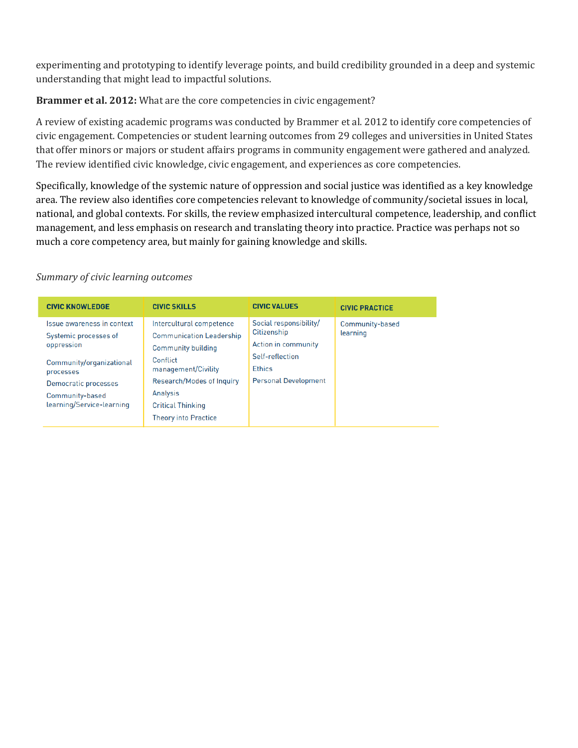experimenting and prototyping to identify leverage points, and build credibility grounded in a deep and systemic understanding that might lead to impactful solutions.

**Brammer et al. 2012:** What are the core competencies in civic engagement?

A review of existing academic programs was conducted by Brammer et al. 2012 to identify core competencies of civic engagement. Competencies or student learning outcomes from 29 colleges and universities in United States that offer minors or majors or student affairs programs in community engagement were gathered and analyzed. The review identified civic knowledge, civic engagement, and experiences as core competencies.

Specifically, knowledge of the systemic nature of oppression and social justice was identified as a key knowledge area. The review also identifies core competencies relevant to knowledge of community/societal issues in local, national, and global contexts. For skills, the review emphasized intercultural competence, leadership, and conflict management, and less emphasis on research and translating theory into practice. Practice was perhaps not so much a core competency area, but mainly for gaining knowledge and skills.

*Summary of civic learning outcomes*

| CIVIC KNOWLEDGE | CIVIC SKILLS | CIVIC VALUES | CIVIC PRACTICE |
|---|---|---|---|
| Issue awareness in context | Intercultural competence | Social responsibility/ Citizenship | Community-based learning |
| Systemic processes of oppression | Communication Leadership | Action in community | |
| Community/organizational processes | Community building | Self-reflection | |
| Democratic processes | Conflict management/Civility | Ethics | |
| Community-based learning/Service-learning | Research/Modes of Inquiry | Personal Development | |
| | Analysis | | |
| | Critical Thinking | | |
| | Theory into Practice | | |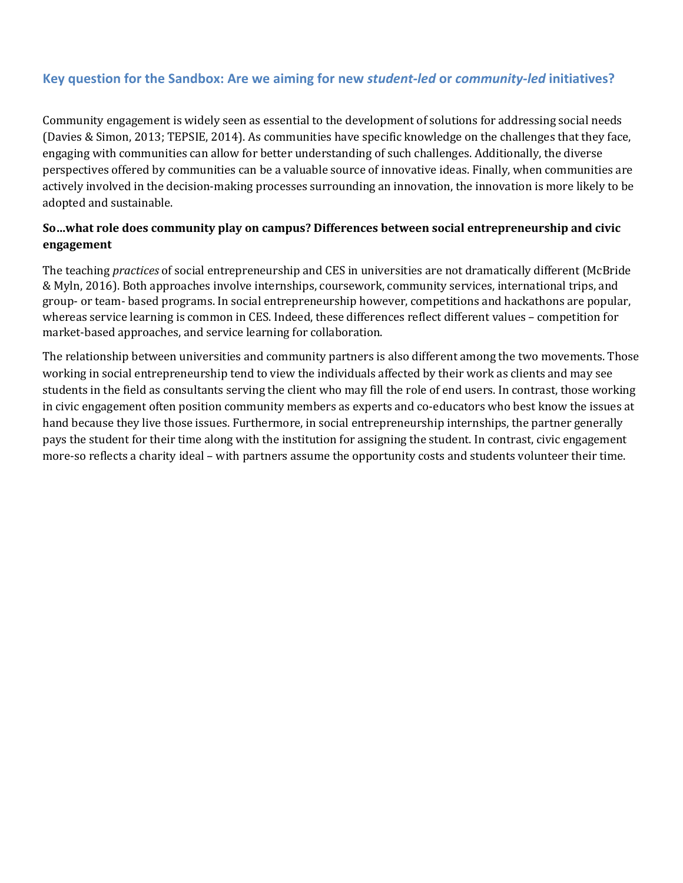## Key question for the Sandbox: Are we aiming for new *student-led* or *community-led* initiatives?

Community engagement is widely seen as essential to the development of solutions for addressing social needs (Davies & Simon, 2013; TEPSIE, 2014). As communities have specific knowledge on the challenges that they face, engaging with communities can allow for better understanding of such challenges. Additionally, the diverse perspectives offered by communities can be a valuable source of innovative ideas. Finally, when communities are actively involved in the decision-making processes surrounding an innovation, the innovation is more likely to be adopted and sustainable.

### So…what role does community play on campus? Differences between social entrepreneurship and civic engagement

The teaching *practices* of social entrepreneurship and CES in universities are not dramatically different (McBride & Myln, 2016). Both approaches involve internships, coursework, community services, international trips, and group- or team- based programs. In social entrepreneurship however, competitions and hackathons are popular, whereas service learning is common in CES. Indeed, these differences reflect different values – competition for market-based approaches, and service learning for collaboration.

The relationship between universities and community partners is also different among the two movements. Those working in social entrepreneurship tend to view the individuals affected by their work as clients and may see students in the field as consultants serving the client who may fill the role of end users. In contrast, those working in civic engagement often position community members as experts and co-educators who best know the issues at hand because they live those issues. Furthermore, in social entrepreneurship internships, the partner generally pays the student for their time along with the institution for assigning the student. In contrast, civic engagement more-so reflects a charity ideal – with partners assume the opportunity costs and students volunteer their time.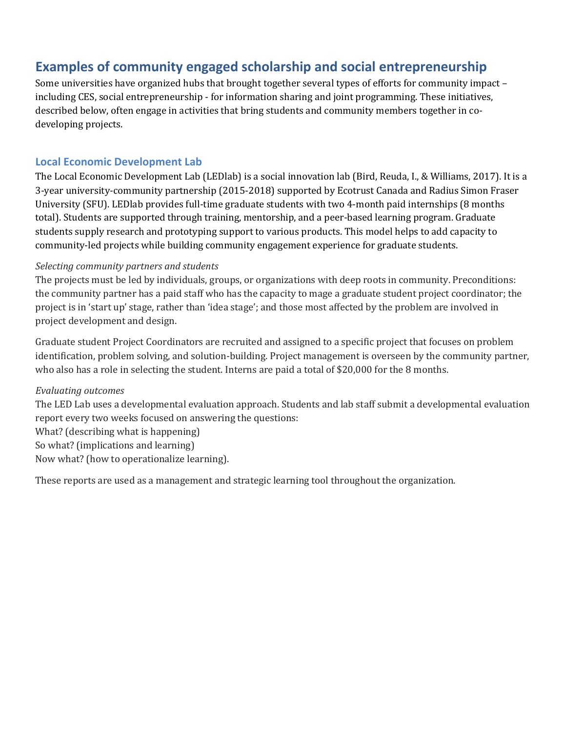## Examples of community engaged scholarship and social entrepreneurship

Some universities have organized hubs that brought together several types of efforts for community impact – including CES, social entrepreneurship - for information sharing and joint programming. These initiatives, described below, often engage in activities that bring students and community members together in co-developing projects.

### Local Economic Development Lab

The Local Economic Development Lab (LEDlab) is a social innovation lab (Bird, Reuda, I., & Williams, 2017). It is a 3-year university-community partnership (2015-2018) supported by Ecotrust Canada and Radius Simon Fraser University (SFU). LEDlab provides full-time graduate students with two 4-month paid internships (8 months total). Students are supported through training, mentorship, and a peer-based learning program. Graduate students supply research and prototyping support to various products. This model helps to add capacity to community-led projects while building community engagement experience for graduate students.

*Selecting community partners and students*

The projects must be led by individuals, groups, or organizations with deep roots in community. Preconditions: the community partner has a paid staff who has the capacity to mage a graduate student project coordinator; the project is in 'start up' stage, rather than 'idea stage'; and those most affected by the problem are involved in project development and design.

Graduate student Project Coordinators are recruited and assigned to a specific project that focuses on problem identification, problem solving, and solution-building. Project management is overseen by the community partner, who also has a role in selecting the student. Interns are paid a total of $20,000 for the 8 months.

*Evaluating outcomes*

The LED Lab uses a developmental evaluation approach. Students and lab staff submit a developmental evaluation report every two weeks focused on answering the questions:
What? (describing what is happening)
So what? (implications and learning)
Now what? (how to operationalize learning).

These reports are used as a management and strategic learning tool throughout the organization.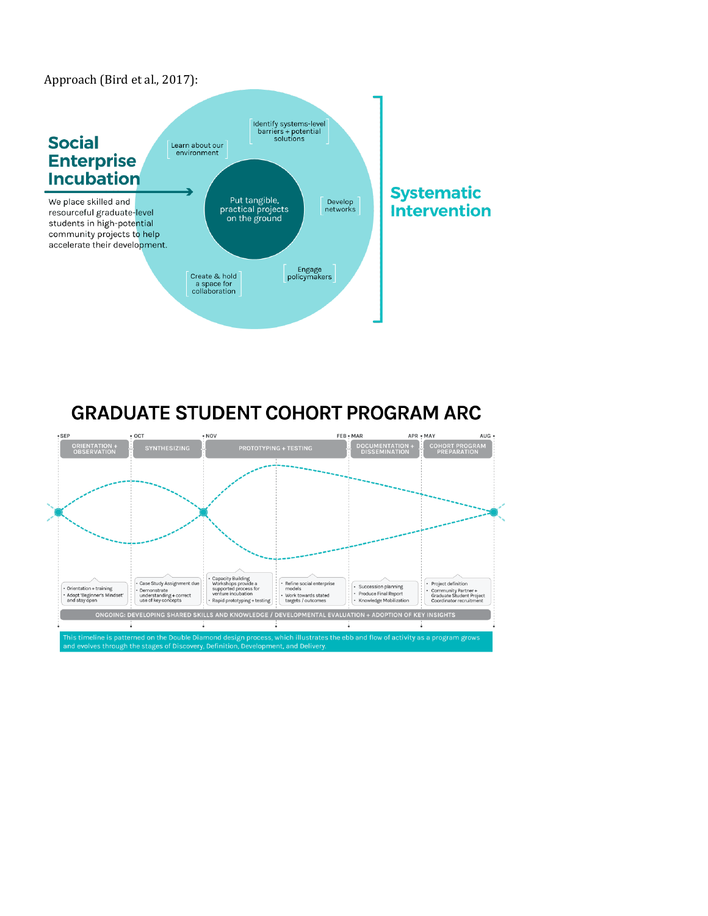Approach (Bird et al., 2017):

**Social Enterprise Incubation**

We place skilled and resourceful graduate-level students in high-potential community projects to help accelerate their development.

Put tangible, practical projects on the ground

Learn about our environment

Identify systems-level barriers + potential solutions

Develop networks

Engage policymakers

Create & hold a space for collaboration

**Systematic Intervention**

# GRADUATE STUDENT COHORT PROGRAM ARC

SEP | OCT | NOV | FEB + MAR | APR + MAY | AUG

ORIENTATION + OBSERVATION | SYNTHESIZING | PROTOTYPING + TESTING | DOCUMENTATION + DISSEMINATION | COHORT PROGRAM PREPARATION

- Orientation + training
- Adopt 'Beginner's Mindset' and stay open

- Case Study Assignment due
- Demonstrate understanding + correct use of key concepts

- Capacity Building Workshops provide a supported process for venture incubation
- Rapid prototyping + testing

- Refine social enterprise models
- Work towards stated targets / outcomes

- Succession planning
- Produce Final Report
- Knowledge Mobilization

- Project definition
- Community Partner + Graduate Student Project Coordinator recruitment

ONGOING: DEVELOPING SHARED SKILLS AND KNOWLEDGE / DEVELOPMENTAL EVALUATION + ADOPTION OF KEY INSIGHTS

This timeline is patterned on the Double Diamond design process, which illustrates the ebb and flow of activity as a program grows and evolves through the stages of Discovery, Definition, Development, and Delivery.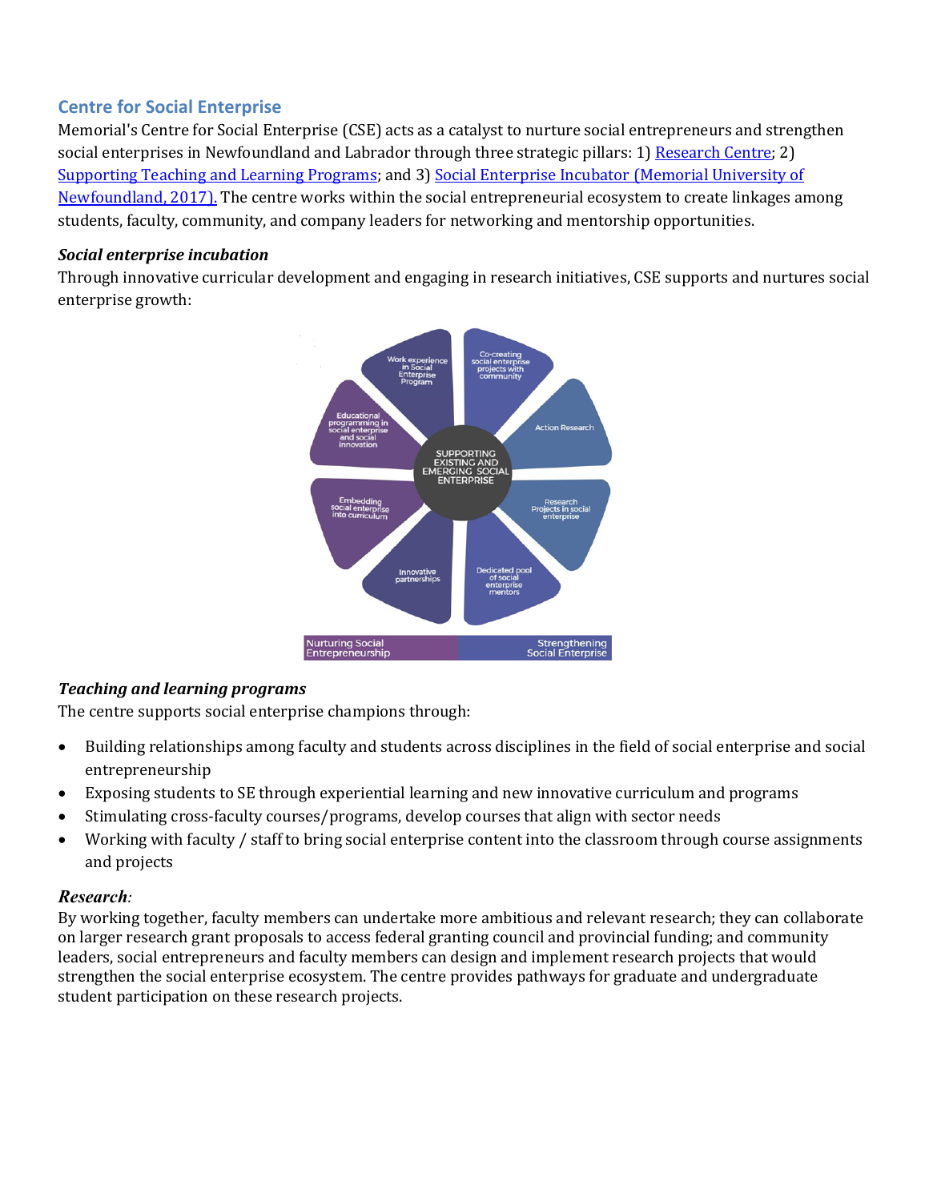## Centre for Social Enterprise

Memorial's Centre for Social Enterprise (CSE) acts as a catalyst to nurture social entrepreneurs and strengthen social enterprises in Newfoundland and Labrador through three strategic pillars: 1) [Research Centre](); 2) [Supporting Teaching and Learning Programs](); and 3) [Social Enterprise Incubator (Memorial University of Newfoundland, 2017).]() The centre works within the social entrepreneurial ecosystem to create linkages among students, faculty, community, and company leaders for networking and mentorship opportunities.

### *Social enterprise incubation*

Through innovative curricular development and engaging in research initiatives, CSE supports and nurtures social enterprise growth:

SUPPORTING EXISTING AND EMERGING SOCIAL ENTERPRISE

- Work experience in Social Enterprise Program
- Co-creating social enterprise projects with community
- Action Research
- Research Projects in social enterprise
- Dedicated pool of social enterprise mentors
- Innovative partnerships
- Embedding social enterprise into curriculum
- Educational programming in social enterprise and social innovation

Nurturing Social Entrepreneurship | Strengthening Social Enterprise

### *Teaching and learning programs*

The centre supports social enterprise champions through:

- Building relationships among faculty and students across disciplines in the field of social enterprise and social entrepreneurship
- Exposing students to SE through experiential learning and new innovative curriculum and programs
- Stimulating cross-faculty courses/programs, develop courses that align with sector needs
- Working with faculty / staff to bring social enterprise content into the classroom through course assignments and projects

### *Research:*

By working together, faculty members can undertake more ambitious and relevant research; they can collaborate on larger research grant proposals to access federal granting council and provincial funding; and community leaders, social entrepreneurs and faculty members can design and implement research projects that would strengthen the social enterprise ecosystem. The centre provides pathways for graduate and undergraduate student participation on these research projects.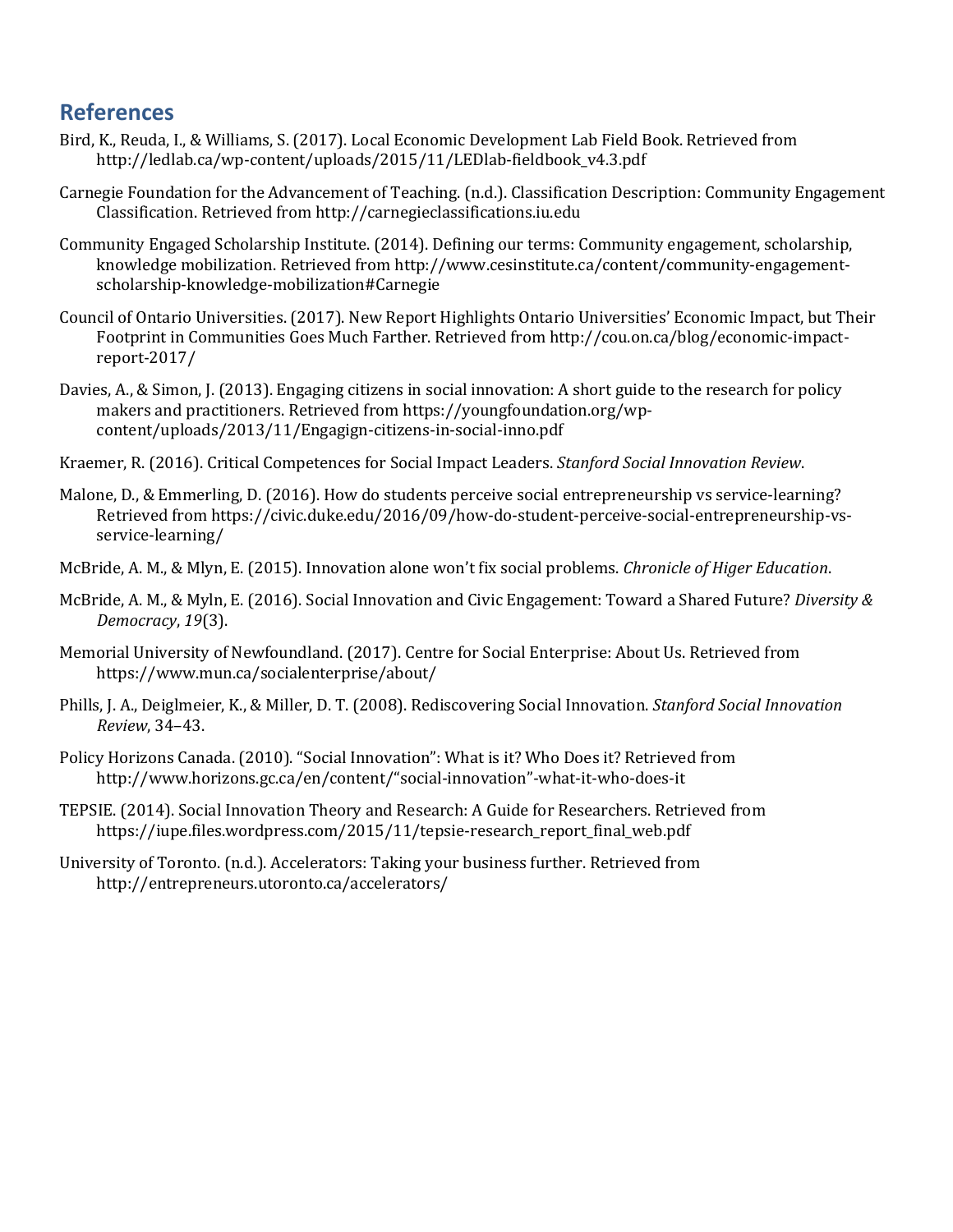## References

Bird, K., Reuda, I., & Williams, S. (2017). Local Economic Development Lab Field Book. Retrieved from http://ledlab.ca/wp-content/uploads/2015/11/LEDlab-fieldbook_v4.3.pdf

Carnegie Foundation for the Advancement of Teaching. (n.d.). Classification Description: Community Engagement Classification. Retrieved from http://carnegieclassifications.iu.edu

Community Engaged Scholarship Institute. (2014). Defining our terms: Community engagement, scholarship, knowledge mobilization. Retrieved from http://www.cesinstitute.ca/content/community-engagement-scholarship-knowledge-mobilization#Carnegie

Council of Ontario Universities. (2017). New Report Highlights Ontario Universities' Economic Impact, but Their Footprint in Communities Goes Much Farther. Retrieved from http://cou.on.ca/blog/economic-impact-report-2017/

Davies, A., & Simon, J. (2013). Engaging citizens in social innovation: A short guide to the research for policy makers and practitioners. Retrieved from https://youngfoundation.org/wp-content/uploads/2013/11/Engagign-citizens-in-social-inno.pdf

Kraemer, R. (2016). Critical Competences for Social Impact Leaders. *Stanford Social Innovation Review*.

Malone, D., & Emmerling, D. (2016). How do students perceive social entrepreneurship vs service-learning? Retrieved from https://civic.duke.edu/2016/09/how-do-student-perceive-social-entrepreneurship-vs-service-learning/

McBride, A. M., & Mlyn, E. (2015). Innovation alone won't fix social problems. *Chronicle of Higer Education*.

McBride, A. M., & Myln, E. (2016). Social Innovation and Civic Engagement: Toward a Shared Future? *Diversity & Democracy*, *19*(3).

Memorial University of Newfoundland. (2017). Centre for Social Enterprise: About Us. Retrieved from https://www.mun.ca/socialenterprise/about/

Phills, J. A., Deiglmeier, K., & Miller, D. T. (2008). Rediscovering Social Innovation. *Stanford Social Innovation Review*, 34–43.

Policy Horizons Canada. (2010). "Social Innovation": What is it? Who Does it? Retrieved from http://www.horizons.gc.ca/en/content/"social-innovation"-what-it-who-does-it

TEPSIE. (2014). Social Innovation Theory and Research: A Guide for Researchers. Retrieved from https://iupe.files.wordpress.com/2015/11/tepsie-research_report_final_web.pdf

University of Toronto. (n.d.). Accelerators: Taking your business further. Retrieved from http://entrepreneurs.utoronto.ca/accelerators/